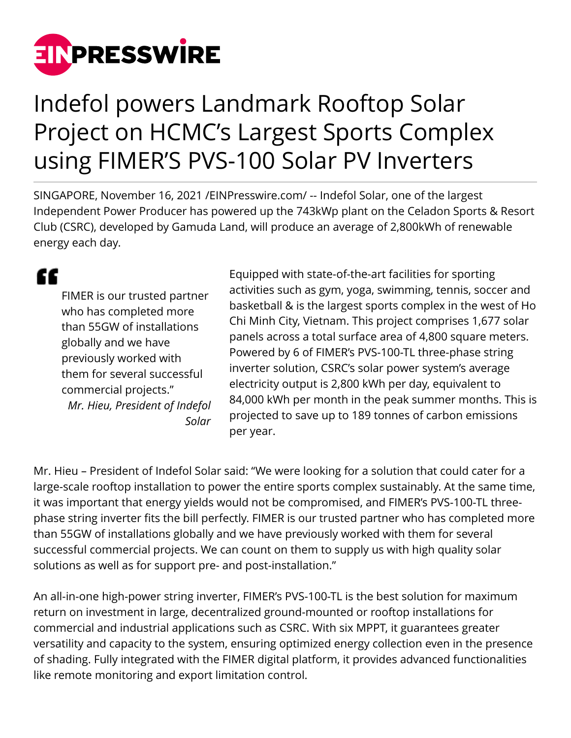# Indefol powers Landmark Rooftop Solar Project on HCMC's Largest Sports Complex using FIMER'S PVS-100 Solar PV Inverters

SINGAPORE, November 16, 2021 /EINPresswire.com/ -- Indefol Solar, one of the largest Independent Power Producer has powered up the 743kWp plant on the Celadon Sports & Resort Club (CSRC), developed by Gamuda Land, will produce an average of 2,800kWh of renewable energy each day.

> FIMER is our trusted partner who has completed more than 55GW of installations globally and we have previously worked with them for several successful commercial projects."
>
> *Mr. Hieu, President of Indefol Solar*

Equipped with state-of-the-art facilities for sporting activities such as gym, yoga, swimming, tennis, soccer and basketball & is the largest sports complex in the west of Ho Chi Minh City, Vietnam. This project comprises 1,677 solar panels across a total surface area of 4,800 square meters. Powered by 6 of FIMER's PVS-100-TL three-phase string inverter solution, CSRC's solar power system's average electricity output is 2,800 kWh per day, equivalent to 84,000 kWh per month in the peak summer months. This is projected to save up to 189 tonnes of carbon emissions per year.

Mr. Hieu – President of Indefol Solar said: "We were looking for a solution that could cater for a large-scale rooftop installation to power the entire sports complex sustainably. At the same time, it was important that energy yields would not be compromised, and FIMER's PVS-100-TL three-phase string inverter fits the bill perfectly. FIMER is our trusted partner who has completed more than 55GW of installations globally and we have previously worked with them for several successful commercial projects. We can count on them to supply us with high quality solar solutions as well as for support pre- and post-installation."

An all-in-one high-power string inverter, FIMER's PVS-100-TL is the best solution for maximum return on investment in large, decentralized ground-mounted or rooftop installations for commercial and industrial applications such as CSRC. With six MPPT, it guarantees greater versatility and capacity to the system, ensuring optimized energy collection even in the presence of shading. Fully integrated with the FIMER digital platform, it provides advanced functionalities like remote monitoring and export limitation control.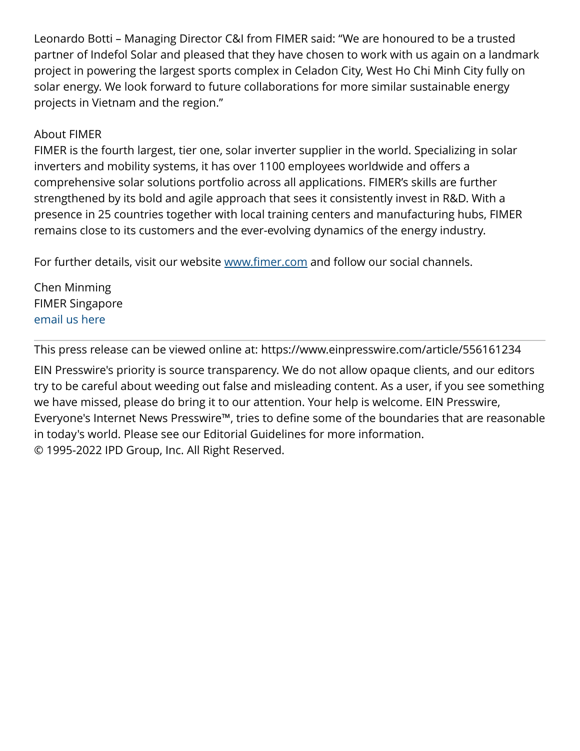Leonardo Botti – Managing Director C&I from FIMER said: "We are honoured to be a trusted partner of Indefol Solar and pleased that they have chosen to work with us again on a landmark project in powering the largest sports complex in Celadon City, West Ho Chi Minh City fully on solar energy. We look forward to future collaborations for more similar sustainable energy projects in Vietnam and the region."

About FIMER
FIMER is the fourth largest, tier one, solar inverter supplier in the world. Specializing in solar inverters and mobility systems, it has over 1100 employees worldwide and offers a comprehensive solar solutions portfolio across all applications. FIMER's skills are further strengthened by its bold and agile approach that sees it consistently invest in R&D. With a presence in 25 countries together with local training centers and manufacturing hubs, FIMER remains close to its customers and the ever-evolving dynamics of the energy industry.

For further details, visit our website [www.fimer.com](http://www.fimer.com) and follow our social channels.

Chen Minming
FIMER Singapore
email us here

---

This press release can be viewed online at: https://www.einpresswire.com/article/556161234

EIN Presswire's priority is source transparency. We do not allow opaque clients, and our editors try to be careful about weeding out false and misleading content. As a user, if you see something we have missed, please do bring it to our attention. Your help is welcome. EIN Presswire, Everyone's Internet News Presswire™, tries to define some of the boundaries that are reasonable in today's world. Please see our Editorial Guidelines for more information.
© 1995-2022 IPD Group, Inc. All Right Reserved.